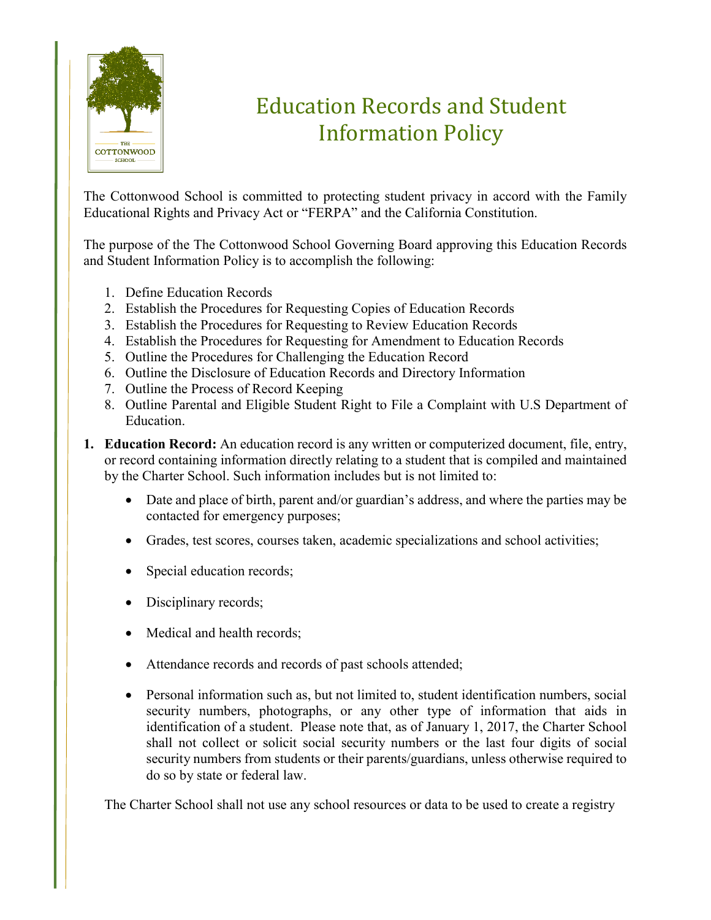# Education Records and Student Information Policy

The Cottonwood School is committed to protecting student privacy in accord with the Family Educational Rights and Privacy Act or "FERPA" and the California Constitution.

The purpose of the The Cottonwood School Governing Board approving this Education Records and Student Information Policy is to accomplish the following:

1. Define Education Records
2. Establish the Procedures for Requesting Copies of Education Records
3. Establish the Procedures for Requesting to Review Education Records
4. Establish the Procedures for Requesting for Amendment to Education Records
5. Outline the Procedures for Challenging the Education Record
6. Outline the Disclosure of Education Records and Directory Information
7. Outline the Process of Record Keeping
8. Outline Parental and Eligible Student Right to File a Complaint with U.S Department of Education.

1. **Education Record:** An education record is any written or computerized document, file, entry, or record containing information directly relating to a student that is compiled and maintained by the Charter School. Such information includes but is not limited to:

   - Date and place of birth, parent and/or guardian's address, and where the parties may be contacted for emergency purposes;
   - Grades, test scores, courses taken, academic specializations and school activities;
   - Special education records;
   - Disciplinary records;
   - Medical and health records;
   - Attendance records and records of past schools attended;
   - Personal information such as, but not limited to, student identification numbers, social security numbers, photographs, or any other type of information that aids in identification of a student. Please note that, as of January 1, 2017, the Charter School shall not collect or solicit social security numbers or the last four digits of social security numbers from students or their parents/guardians, unless otherwise required to do so by state or federal law.

   The Charter School shall not use any school resources or data to be used to create a registry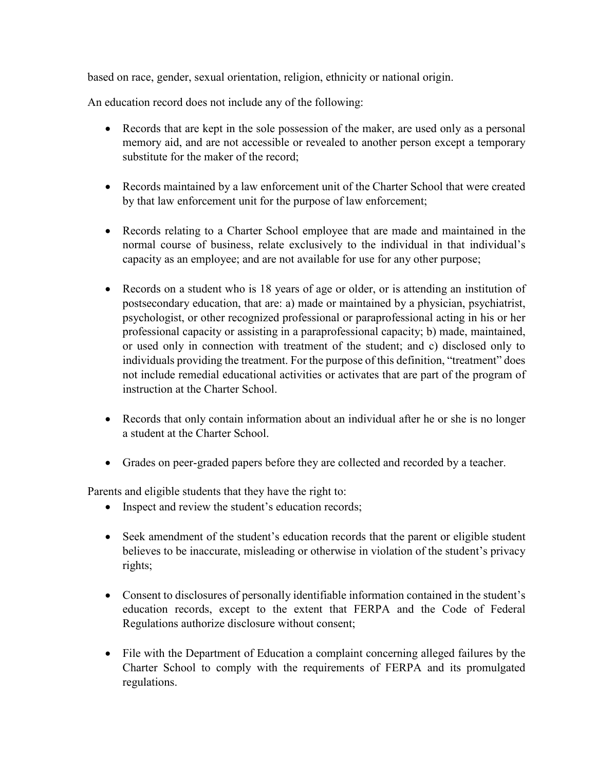based on race, gender, sexual orientation, religion, ethnicity or national origin.

An education record does not include any of the following:

- Records that are kept in the sole possession of the maker, are used only as a personal memory aid, and are not accessible or revealed to another person except a temporary substitute for the maker of the record;

- Records maintained by a law enforcement unit of the Charter School that were created by that law enforcement unit for the purpose of law enforcement;

- Records relating to a Charter School employee that are made and maintained in the normal course of business, relate exclusively to the individual in that individual's capacity as an employee; and are not available for use for any other purpose;

- Records on a student who is 18 years of age or older, or is attending an institution of postsecondary education, that are: a) made or maintained by a physician, psychiatrist, psychologist, or other recognized professional or paraprofessional acting in his or her professional capacity or assisting in a paraprofessional capacity; b) made, maintained, or used only in connection with treatment of the student; and c) disclosed only to individuals providing the treatment. For the purpose of this definition, "treatment" does not include remedial educational activities or activates that are part of the program of instruction at the Charter School.

- Records that only contain information about an individual after he or she is no longer a student at the Charter School.

- Grades on peer-graded papers before they are collected and recorded by a teacher.

Parents and eligible students that they have the right to:

- Inspect and review the student's education records;

- Seek amendment of the student's education records that the parent or eligible student believes to be inaccurate, misleading or otherwise in violation of the student's privacy rights;

- Consent to disclosures of personally identifiable information contained in the student's education records, except to the extent that FERPA and the Code of Federal Regulations authorize disclosure without consent;

- File with the Department of Education a complaint concerning alleged failures by the Charter School to comply with the requirements of FERPA and its promulgated regulations.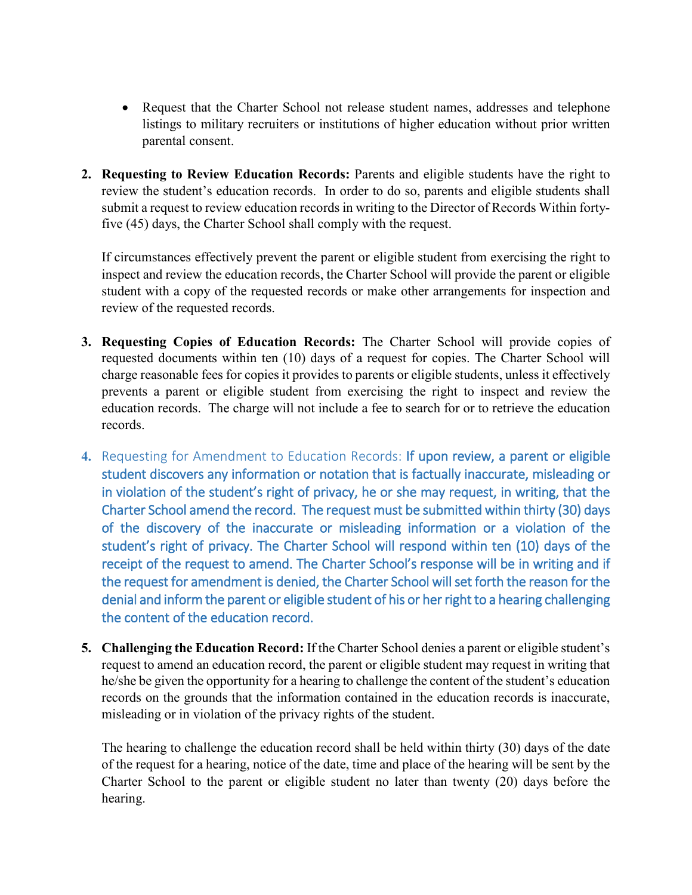- Request that the Charter School not release student names, addresses and telephone listings to military recruiters or institutions of higher education without prior written parental consent.

2. **Requesting to Review Education Records:** Parents and eligible students have the right to review the student's education records. In order to do so, parents and eligible students shall submit a request to review education records in writing to the Director of Records Within forty-five (45) days, the Charter School shall comply with the request.

   If circumstances effectively prevent the parent or eligible student from exercising the right to inspect and review the education records, the Charter School will provide the parent or eligible student with a copy of the requested records or make other arrangements for inspection and review of the requested records.

3. **Requesting Copies of Education Records:** The Charter School will provide copies of requested documents within ten (10) days of a request for copies. The Charter School will charge reasonable fees for copies it provides to parents or eligible students, unless it effectively prevents a parent or eligible student from exercising the right to inspect and review the education records. The charge will not include a fee to search for or to retrieve the education records.

4. Requesting for Amendment to Education Records: If upon review, a parent or eligible student discovers any information or notation that is factually inaccurate, misleading or in violation of the student's right of privacy, he or she may request, in writing, that the Charter School amend the record. The request must be submitted within thirty (30) days of the discovery of the inaccurate or misleading information or a violation of the student's right of privacy. The Charter School will respond within ten (10) days of the receipt of the request to amend. The Charter School's response will be in writing and if the request for amendment is denied, the Charter School will set forth the reason for the denial and inform the parent or eligible student of his or her right to a hearing challenging the content of the education record.

5. **Challenging the Education Record:** If the Charter School denies a parent or eligible student's request to amend an education record, the parent or eligible student may request in writing that he/she be given the opportunity for a hearing to challenge the content of the student's education records on the grounds that the information contained in the education records is inaccurate, misleading or in violation of the privacy rights of the student.

   The hearing to challenge the education record shall be held within thirty (30) days of the date of the request for a hearing, notice of the date, time and place of the hearing will be sent by the Charter School to the parent or eligible student no later than twenty (20) days before the hearing.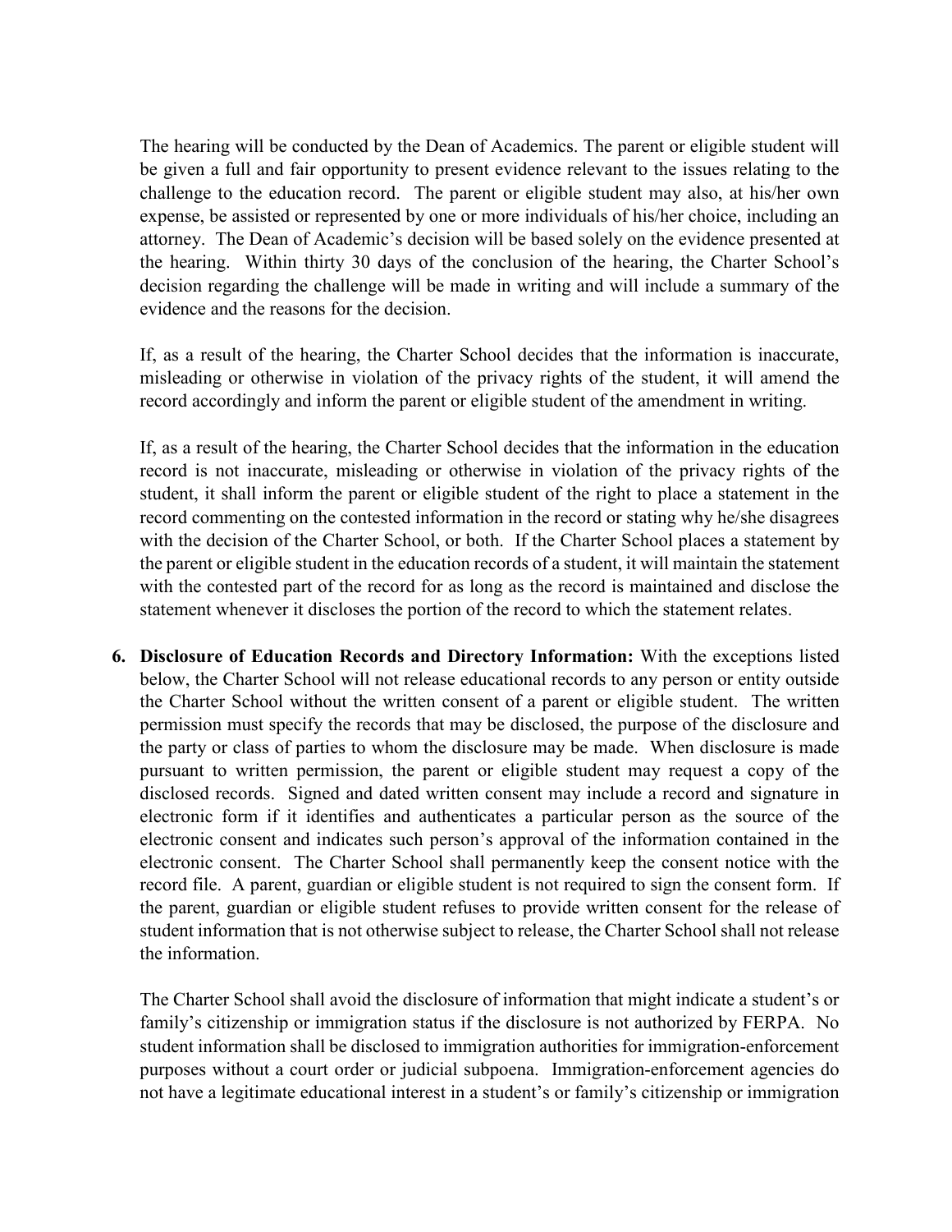The hearing will be conducted by the Dean of Academics. The parent or eligible student will be given a full and fair opportunity to present evidence relevant to the issues relating to the challenge to the education record. The parent or eligible student may also, at his/her own expense, be assisted or represented by one or more individuals of his/her choice, including an attorney. The Dean of Academic's decision will be based solely on the evidence presented at the hearing. Within thirty 30 days of the conclusion of the hearing, the Charter School's decision regarding the challenge will be made in writing and will include a summary of the evidence and the reasons for the decision.

If, as a result of the hearing, the Charter School decides that the information is inaccurate, misleading or otherwise in violation of the privacy rights of the student, it will amend the record accordingly and inform the parent or eligible student of the amendment in writing.

If, as a result of the hearing, the Charter School decides that the information in the education record is not inaccurate, misleading or otherwise in violation of the privacy rights of the student, it shall inform the parent or eligible student of the right to place a statement in the record commenting on the contested information in the record or stating why he/she disagrees with the decision of the Charter School, or both. If the Charter School places a statement by the parent or eligible student in the education records of a student, it will maintain the statement with the contested part of the record for as long as the record is maintained and disclose the statement whenever it discloses the portion of the record to which the statement relates.

6. **Disclosure of Education Records and Directory Information:** With the exceptions listed below, the Charter School will not release educational records to any person or entity outside the Charter School without the written consent of a parent or eligible student. The written permission must specify the records that may be disclosed, the purpose of the disclosure and the party or class of parties to whom the disclosure may be made. When disclosure is made pursuant to written permission, the parent or eligible student may request a copy of the disclosed records. Signed and dated written consent may include a record and signature in electronic form if it identifies and authenticates a particular person as the source of the electronic consent and indicates such person's approval of the information contained in the electronic consent. The Charter School shall permanently keep the consent notice with the record file. A parent, guardian or eligible student is not required to sign the consent form. If the parent, guardian or eligible student refuses to provide written consent for the release of student information that is not otherwise subject to release, the Charter School shall not release the information.

   The Charter School shall avoid the disclosure of information that might indicate a student's or family's citizenship or immigration status if the disclosure is not authorized by FERPA. No student information shall be disclosed to immigration authorities for immigration-enforcement purposes without a court order or judicial subpoena. Immigration-enforcement agencies do not have a legitimate educational interest in a student's or family's citizenship or immigration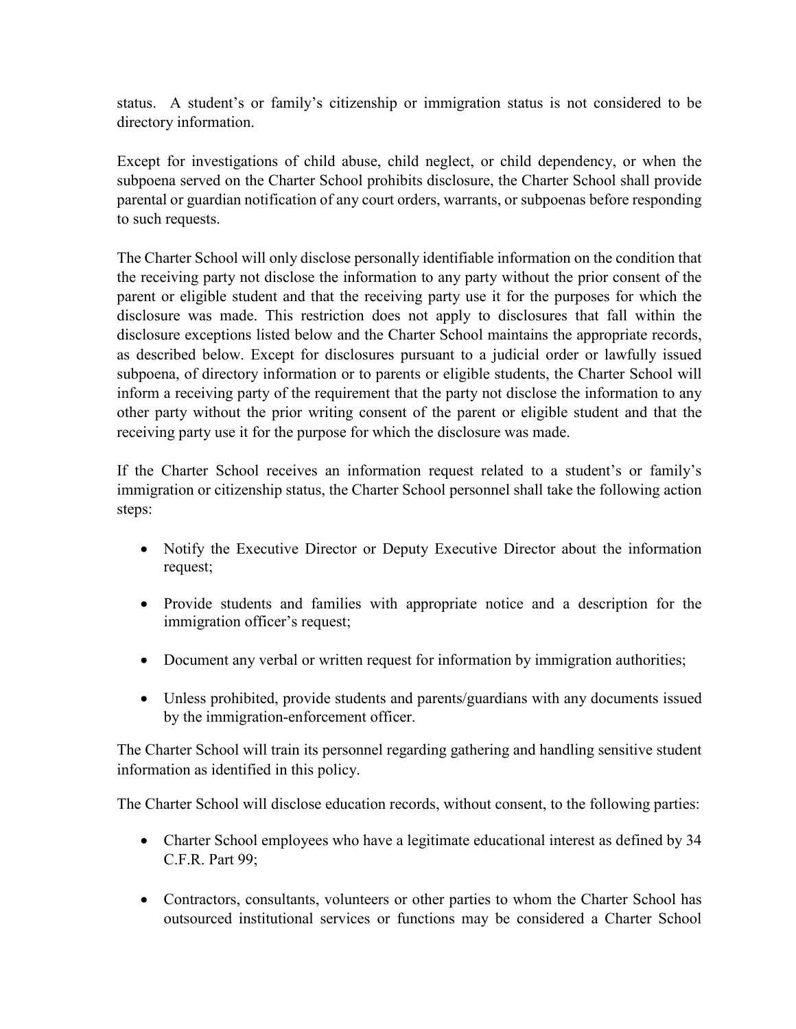status. A student's or family's citizenship or immigration status is not considered to be directory information.

Except for investigations of child abuse, child neglect, or child dependency, or when the subpoena served on the Charter School prohibits disclosure, the Charter School shall provide parental or guardian notification of any court orders, warrants, or subpoenas before responding to such requests.

The Charter School will only disclose personally identifiable information on the condition that the receiving party not disclose the information to any party without the prior consent of the parent or eligible student and that the receiving party use it for the purposes for which the disclosure was made. This restriction does not apply to disclosures that fall within the disclosure exceptions listed below and the Charter School maintains the appropriate records, as described below. Except for disclosures pursuant to a judicial order or lawfully issued subpoena, of directory information or to parents or eligible students, the Charter School will inform a receiving party of the requirement that the party not disclose the information to any other party without the prior writing consent of the parent or eligible student and that the receiving party use it for the purpose for which the disclosure was made.

If the Charter School receives an information request related to a student's or family's immigration or citizenship status, the Charter School personnel shall take the following action steps:

- Notify the Executive Director or Deputy Executive Director about the information request;
- Provide students and families with appropriate notice and a description for the immigration officer's request;
- Document any verbal or written request for information by immigration authorities;
- Unless prohibited, provide students and parents/guardians with any documents issued by the immigration-enforcement officer.

The Charter School will train its personnel regarding gathering and handling sensitive student information as identified in this policy.

The Charter School will disclose education records, without consent, to the following parties:

- Charter School employees who have a legitimate educational interest as defined by 34 C.F.R. Part 99;
- Contractors, consultants, volunteers or other parties to whom the Charter School has outsourced institutional services or functions may be considered a Charter School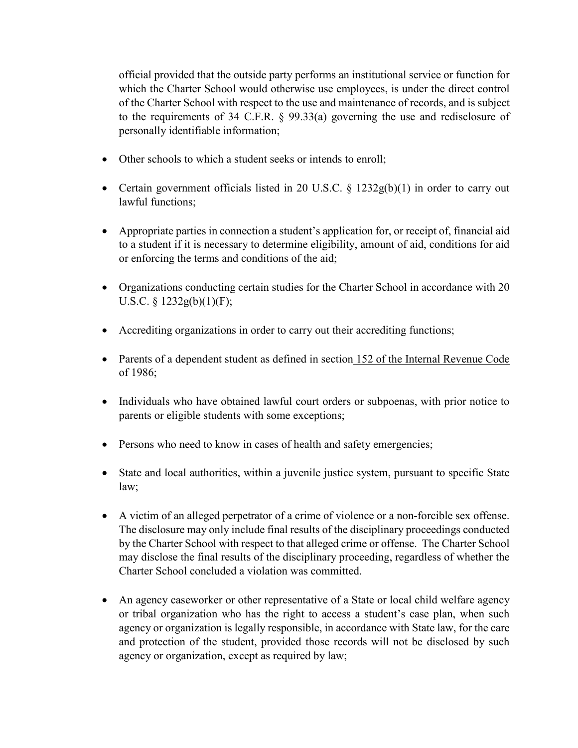official provided that the outside party performs an institutional service or function for which the Charter School would otherwise use employees, is under the direct control of the Charter School with respect to the use and maintenance of records, and is subject to the requirements of 34 C.F.R. § 99.33(a) governing the use and redisclosure of personally identifiable information;

- Other schools to which a student seeks or intends to enroll;

- Certain government officials listed in 20 U.S.C. § 1232g(b)(1) in order to carry out lawful functions;

- Appropriate parties in connection a student's application for, or receipt of, financial aid to a student if it is necessary to determine eligibility, amount of aid, conditions for aid or enforcing the terms and conditions of the aid;

- Organizations conducting certain studies for the Charter School in accordance with 20 U.S.C. § 1232g(b)(1)(F);

- Accrediting organizations in order to carry out their accrediting functions;

- Parents of a dependent student as defined in section 152 of the Internal Revenue Code of 1986;

- Individuals who have obtained lawful court orders or subpoenas, with prior notice to parents or eligible students with some exceptions;

- Persons who need to know in cases of health and safety emergencies;

- State and local authorities, within a juvenile justice system, pursuant to specific State law;

- A victim of an alleged perpetrator of a crime of violence or a non-forcible sex offense. The disclosure may only include final results of the disciplinary proceedings conducted by the Charter School with respect to that alleged crime or offense. The Charter School may disclose the final results of the disciplinary proceeding, regardless of whether the Charter School concluded a violation was committed.

- An agency caseworker or other representative of a State or local child welfare agency or tribal organization who has the right to access a student's case plan, when such agency or organization is legally responsible, in accordance with State law, for the care and protection of the student, provided those records will not be disclosed by such agency or organization, except as required by law;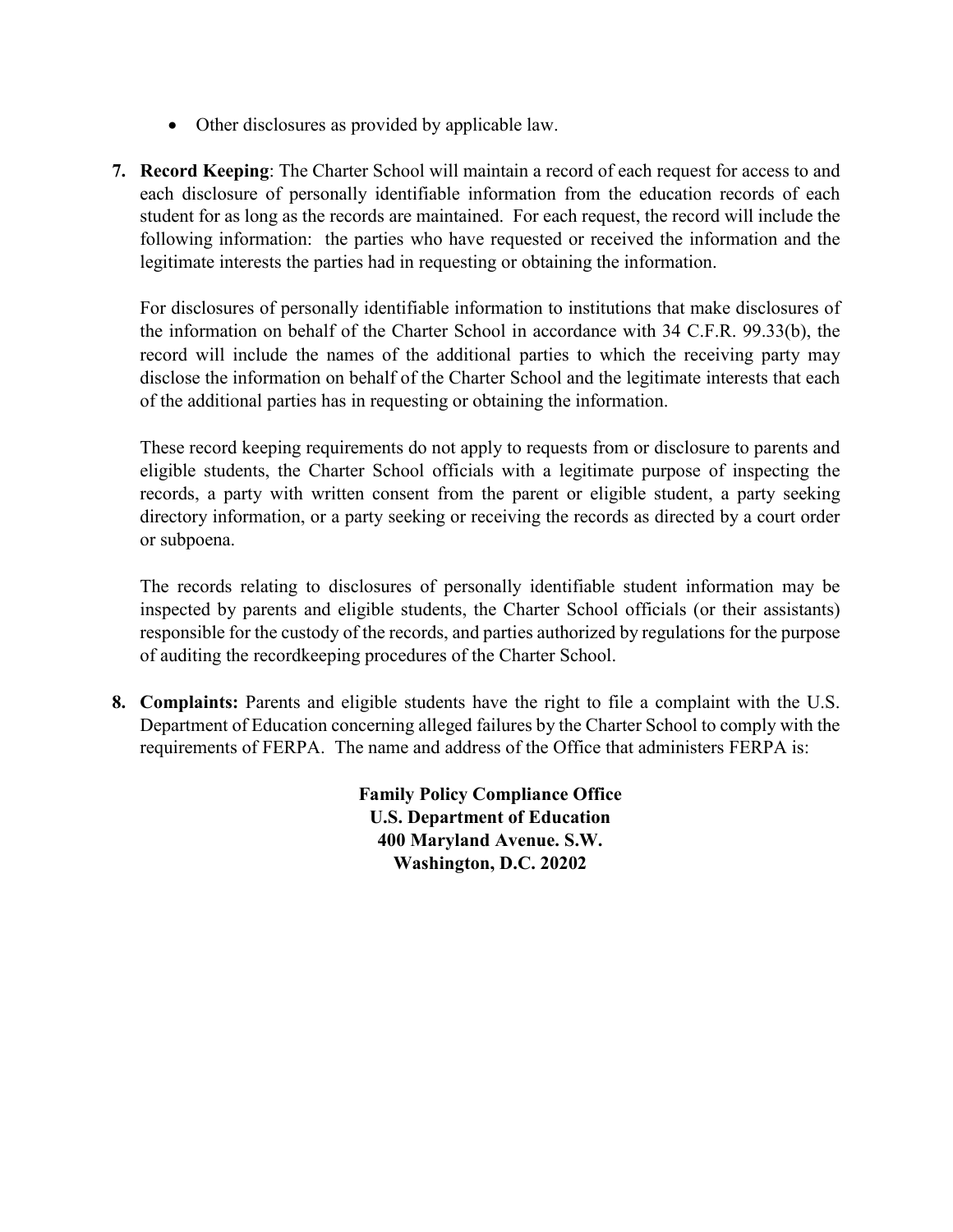- Other disclosures as provided by applicable law.

7. **Record Keeping**: The Charter School will maintain a record of each request for access to and each disclosure of personally identifiable information from the education records of each student for as long as the records are maintained. For each request, the record will include the following information: the parties who have requested or received the information and the legitimate interests the parties had in requesting or obtaining the information.

   For disclosures of personally identifiable information to institutions that make disclosures of the information on behalf of the Charter School in accordance with 34 C.F.R. 99.33(b), the record will include the names of the additional parties to which the receiving party may disclose the information on behalf of the Charter School and the legitimate interests that each of the additional parties has in requesting or obtaining the information.

   These record keeping requirements do not apply to requests from or disclosure to parents and eligible students, the Charter School officials with a legitimate purpose of inspecting the records, a party with written consent from the parent or eligible student, a party seeking directory information, or a party seeking or receiving the records as directed by a court order or subpoena.

   The records relating to disclosures of personally identifiable student information may be inspected by parents and eligible students, the Charter School officials (or their assistants) responsible for the custody of the records, and parties authorized by regulations for the purpose of auditing the recordkeeping procedures of the Charter School.

8. **Complaints:** Parents and eligible students have the right to file a complaint with the U.S. Department of Education concerning alleged failures by the Charter School to comply with the requirements of FERPA. The name and address of the Office that administers FERPA is:

**Family Policy Compliance Office**
**U.S. Department of Education**
**400 Maryland Avenue. S.W.**
**Washington, D.C. 20202**